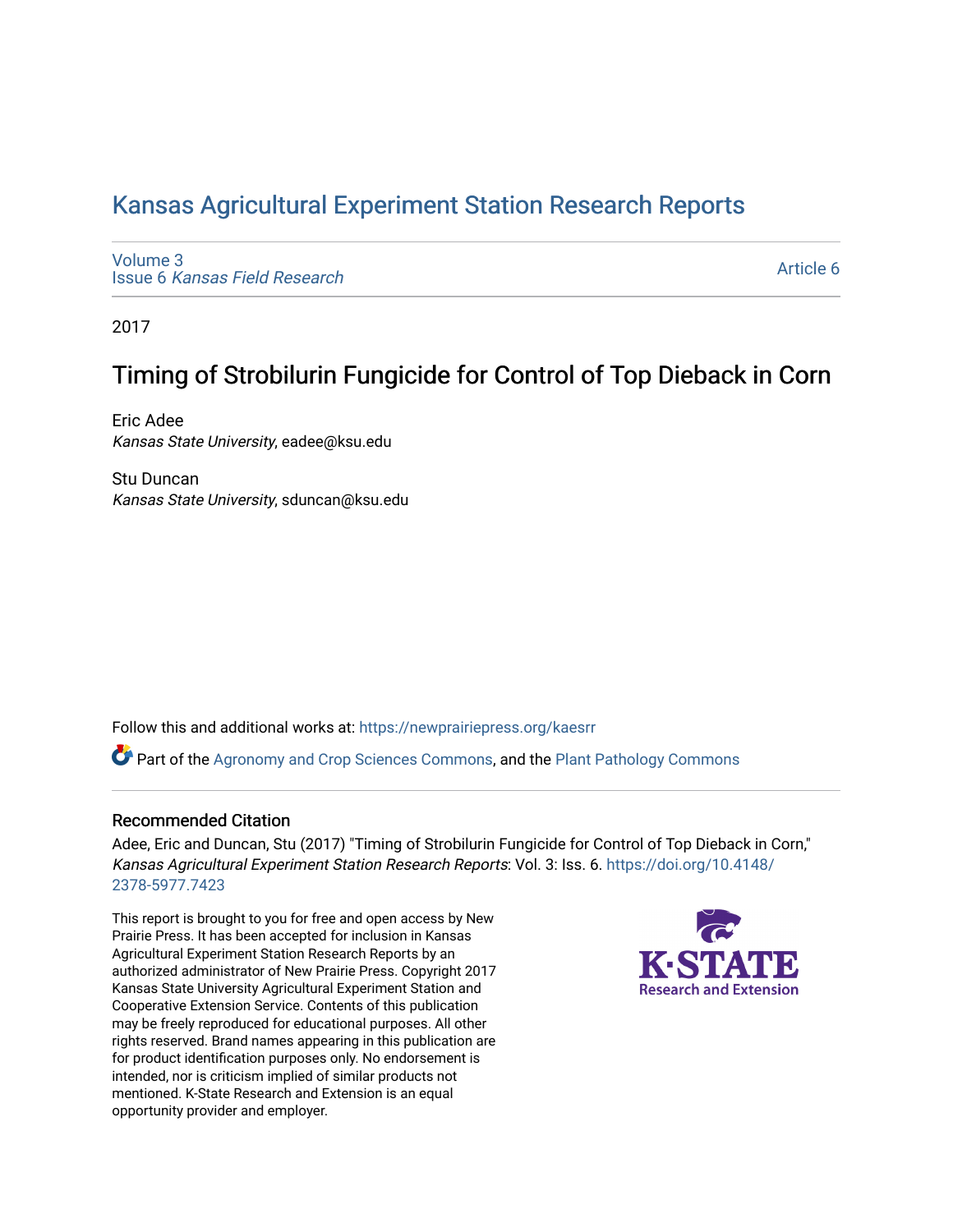# Kansas Agricultural Experiment Station Research Reports

Volume 3
Issue 6 *Kansas Field Research*

Article 6

2017

## Timing of Strobilurin Fungicide for Control of Top Dieback in Corn

Eric Adee
*Kansas State University*, eadee@ksu.edu

Stu Duncan
*Kansas State University*, sduncan@ksu.edu

Follow this and additional works at: https://newprairiepress.org/kaesrr

Part of the Agronomy and Crop Sciences Commons, and the Plant Pathology Commons

### Recommended Citation

Adee, Eric and Duncan, Stu (2017) "Timing of Strobilurin Fungicide for Control of Top Dieback in Corn," *Kansas Agricultural Experiment Station Research Reports*: Vol. 3: Iss. 6. https://doi.org/10.4148/2378-5977.7423

This report is brought to you for free and open access by New Prairie Press. It has been accepted for inclusion in Kansas Agricultural Experiment Station Research Reports by an authorized administrator of New Prairie Press. Copyright 2017 Kansas State University Agricultural Experiment Station and Cooperative Extension Service. Contents of this publication may be freely reproduced for educational purposes. All other rights reserved. Brand names appearing in this publication are for product identification purposes only. No endorsement is intended, nor is criticism implied of similar products not mentioned. K-State Research and Extension is an equal opportunity provider and employer.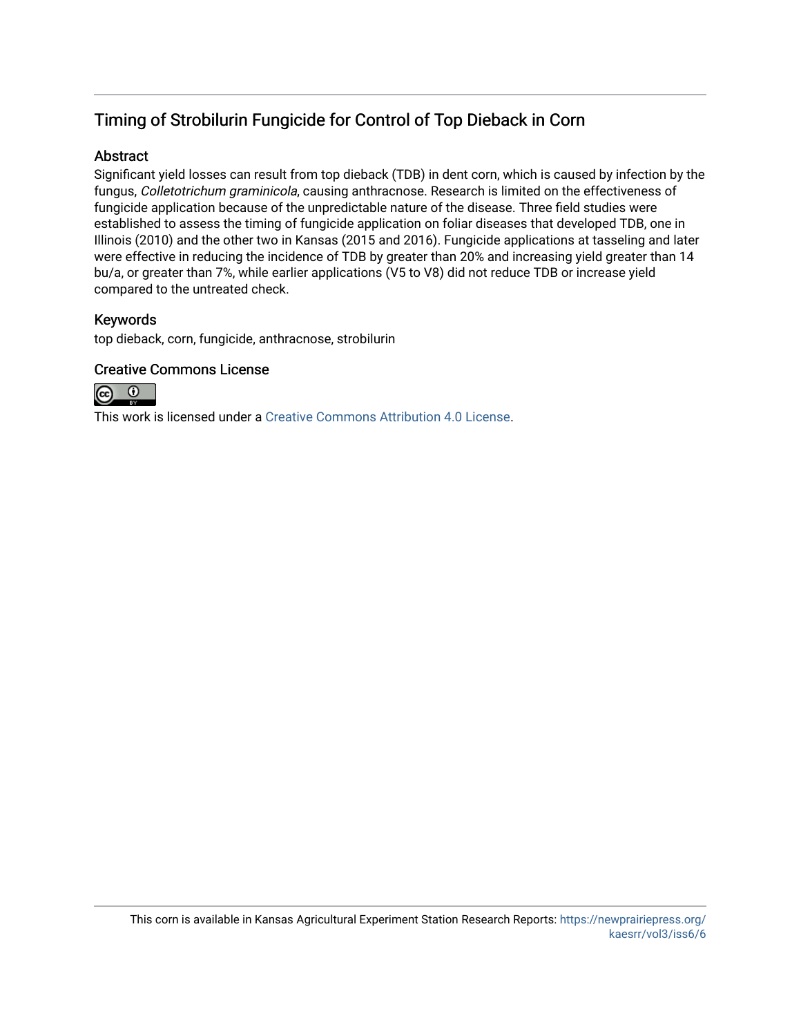## Timing of Strobilurin Fungicide for Control of Top Dieback in Corn

### Abstract

Significant yield losses can result from top dieback (TDB) in dent corn, which is caused by infection by the fungus, *Colletotrichum graminicola*, causing anthracnose. Research is limited on the effectiveness of fungicide application because of the unpredictable nature of the disease. Three field studies were established to assess the timing of fungicide application on foliar diseases that developed TDB, one in Illinois (2010) and the other two in Kansas (2015 and 2016). Fungicide applications at tasseling and later were effective in reducing the incidence of TDB by greater than 20% and increasing yield greater than 14 bu/a, or greater than 7%, while earlier applications (V5 to V8) did not reduce TDB or increase yield compared to the untreated check.

### Keywords

top dieback, corn, fungicide, anthracnose, strobilurin

### Creative Commons License

This work is licensed under a Creative Commons Attribution 4.0 License.

This corn is available in Kansas Agricultural Experiment Station Research Reports: https://newprairiepress.org/kaesrr/vol3/iss6/6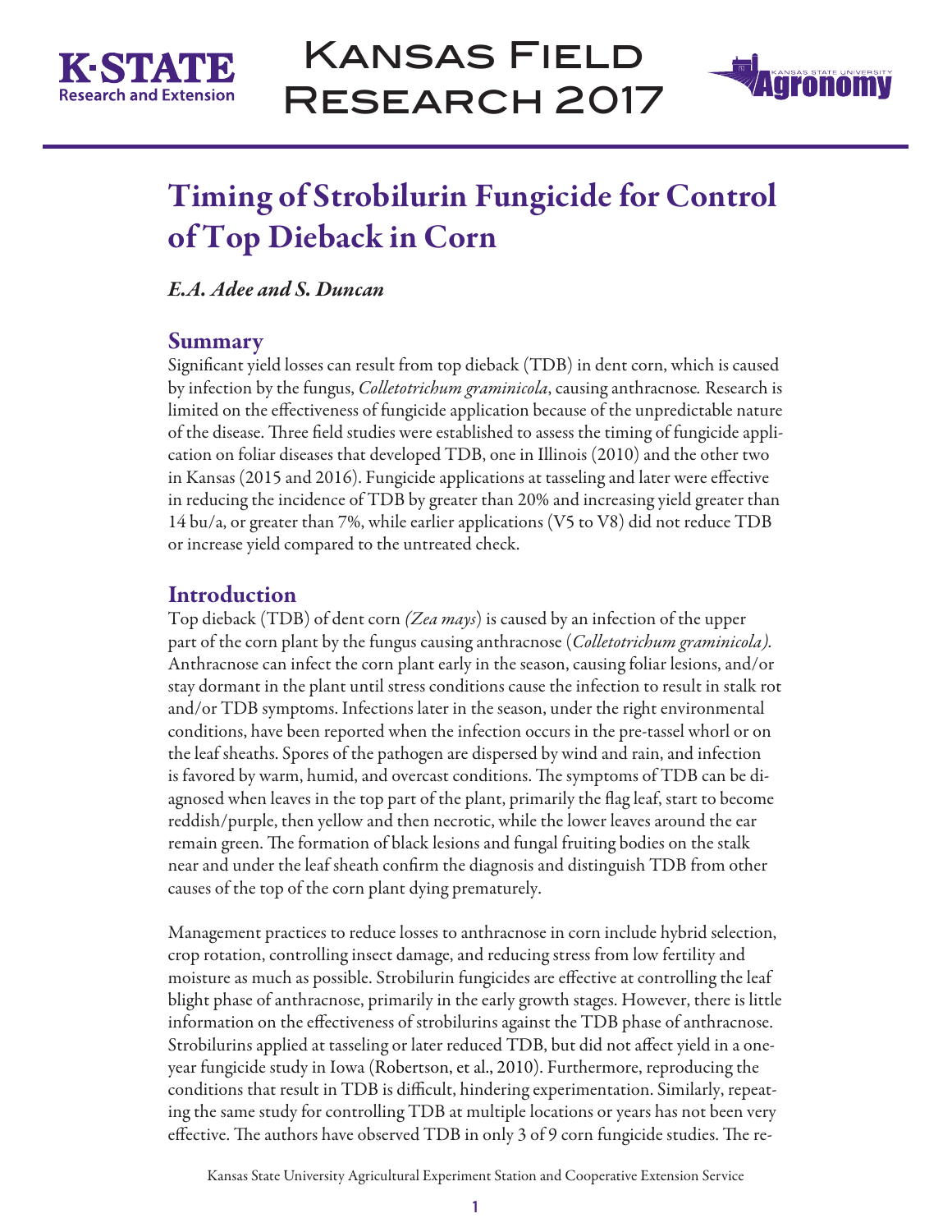# Timing of Strobilurin Fungicide for Control of Top Dieback in Corn

*E.A. Adee and S. Duncan*

## Summary

Significant yield losses can result from top dieback (TDB) in dent corn, which is caused by infection by the fungus, *Colletotrichum graminicola*, causing anthracnose. Research is limited on the effectiveness of fungicide application because of the unpredictable nature of the disease. Three field studies were established to assess the timing of fungicide application on foliar diseases that developed TDB, one in Illinois (2010) and the other two in Kansas (2015 and 2016). Fungicide applications at tasseling and later were effective in reducing the incidence of TDB by greater than 20% and increasing yield greater than 14 bu/a, or greater than 7%, while earlier applications (V5 to V8) did not reduce TDB or increase yield compared to the untreated check.

## Introduction

Top dieback (TDB) of dent corn *(Zea mays)* is caused by an infection of the upper part of the corn plant by the fungus causing anthracnose (*Colletotrichum graminicola)*. Anthracnose can infect the corn plant early in the season, causing foliar lesions, and/or stay dormant in the plant until stress conditions cause the infection to result in stalk rot and/or TDB symptoms. Infections later in the season, under the right environmental conditions, have been reported when the infection occurs in the pre-tassel whorl or on the leaf sheaths. Spores of the pathogen are dispersed by wind and rain, and infection is favored by warm, humid, and overcast conditions. The symptoms of TDB can be diagnosed when leaves in the top part of the plant, primarily the flag leaf, start to become reddish/purple, then yellow and then necrotic, while the lower leaves around the ear remain green. The formation of black lesions and fungal fruiting bodies on the stalk near and under the leaf sheath confirm the diagnosis and distinguish TDB from other causes of the top of the corn plant dying prematurely.

Management practices to reduce losses to anthracnose in corn include hybrid selection, crop rotation, controlling insect damage, and reducing stress from low fertility and moisture as much as possible. Strobilurin fungicides are effective at controlling the leaf blight phase of anthracnose, primarily in the early growth stages. However, there is little information on the effectiveness of strobilurins against the TDB phase of anthracnose. Strobilurins applied at tasseling or later reduced TDB, but did not affect yield in a one-year fungicide study in Iowa (Robertson, et al., 2010). Furthermore, reproducing the conditions that result in TDB is difficult, hindering experimentation. Similarly, repeating the same study for controlling TDB at multiple locations or years has not been very effective. The authors have observed TDB in only 3 of 9 corn fungicide studies. The re-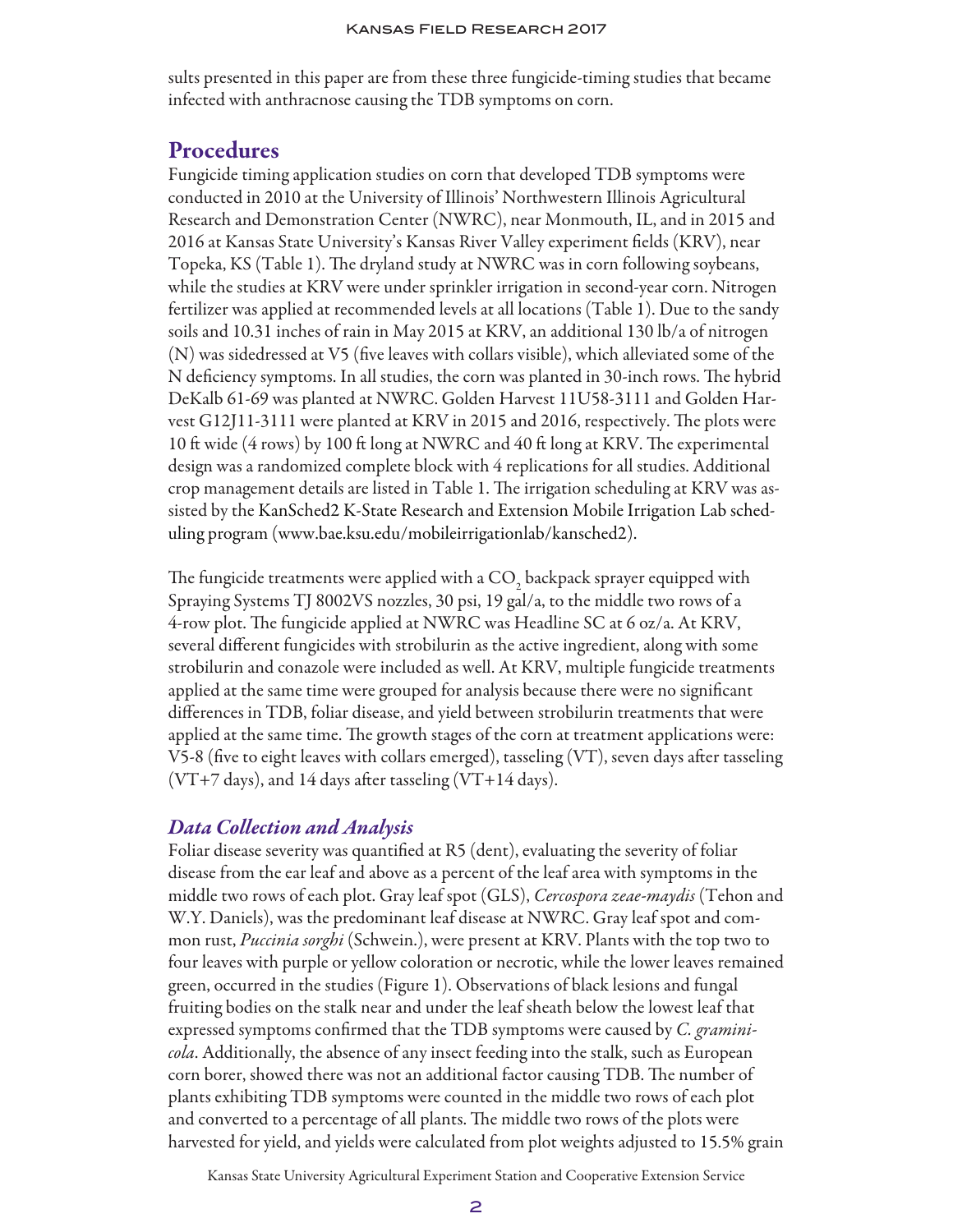sults presented in this paper are from these three fungicide-timing studies that became infected with anthracnose causing the TDB symptoms on corn.

## Procedures

Fungicide timing application studies on corn that developed TDB symptoms were conducted in 2010 at the University of Illinois' Northwestern Illinois Agricultural Research and Demonstration Center (NWRC), near Monmouth, IL, and in 2015 and 2016 at Kansas State University's Kansas River Valley experiment fields (KRV), near Topeka, KS (Table 1). The dryland study at NWRC was in corn following soybeans, while the studies at KRV were under sprinkler irrigation in second-year corn. Nitrogen fertilizer was applied at recommended levels at all locations (Table 1). Due to the sandy soils and 10.31 inches of rain in May 2015 at KRV, an additional 130 lb/a of nitrogen (N) was sidedressed at V5 (five leaves with collars visible), which alleviated some of the N deficiency symptoms. In all studies, the corn was planted in 30-inch rows. The hybrid DeKalb 61-69 was planted at NWRC. Golden Harvest 11U58-3111 and Golden Harvest G12J11-3111 were planted at KRV in 2015 and 2016, respectively. The plots were 10 ft wide (4 rows) by 100 ft long at NWRC and 40 ft long at KRV. The experimental design was a randomized complete block with 4 replications for all studies. Additional crop management details are listed in Table 1. The irrigation scheduling at KRV was assisted by the KanSched2 K-State Research and Extension Mobile Irrigation Lab scheduling program (www.bae.ksu.edu/mobileirrigationlab/kansched2).

The fungicide treatments were applied with a $CO_2$ backpack sprayer equipped with Spraying Systems TJ 8002VS nozzles, 30 psi, 19 gal/a, to the middle two rows of a 4-row plot. The fungicide applied at NWRC was Headline SC at 6 oz/a. At KRV, several different fungicides with strobilurin as the active ingredient, along with some strobilurin and conazole were included as well. At KRV, multiple fungicide treatments applied at the same time were grouped for analysis because there were no significant differences in TDB, foliar disease, and yield between strobilurin treatments that were applied at the same time. The growth stages of the corn at treatment applications were: V5-8 (five to eight leaves with collars emerged), tasseling (VT), seven days after tasseling (VT+7 days), and 14 days after tasseling (VT+14 days).

### *Data Collection and Analysis*

Foliar disease severity was quantified at R5 (dent), evaluating the severity of foliar disease from the ear leaf and above as a percent of the leaf area with symptoms in the middle two rows of each plot. Gray leaf spot (GLS), *Cercospora zeae-maydis* (Tehon and W.Y. Daniels), was the predominant leaf disease at NWRC. Gray leaf spot and common rust, *Puccinia sorghi* (Schwein.), were present at KRV. Plants with the top two to four leaves with purple or yellow coloration or necrotic, while the lower leaves remained green, occurred in the studies (Figure 1). Observations of black lesions and fungal fruiting bodies on the stalk near and under the leaf sheath below the lowest leaf that expressed symptoms confirmed that the TDB symptoms were caused by *C. graminicola*. Additionally, the absence of any insect feeding into the stalk, such as European corn borer, showed there was not an additional factor causing TDB. The number of plants exhibiting TDB symptoms were counted in the middle two rows of each plot and converted to a percentage of all plants. The middle two rows of the plots were harvested for yield, and yields were calculated from plot weights adjusted to 15.5% grain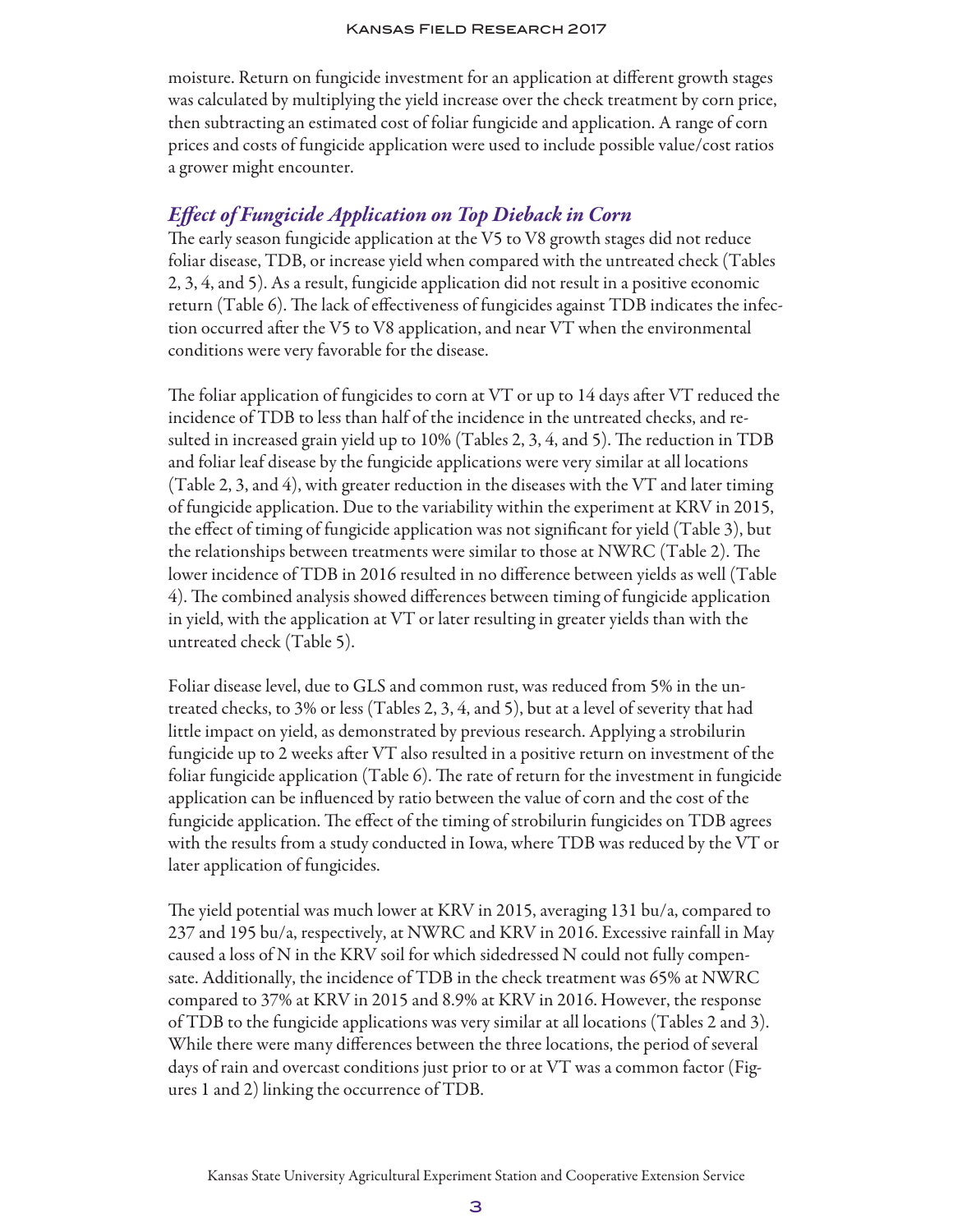moisture. Return on fungicide investment for an application at different growth stages was calculated by multiplying the yield increase over the check treatment by corn price, then subtracting an estimated cost of foliar fungicide and application. A range of corn prices and costs of fungicide application were used to include possible value/cost ratios a grower might encounter.

## *Effect of Fungicide Application on Top Dieback in Corn*

The early season fungicide application at the V5 to V8 growth stages did not reduce foliar disease, TDB, or increase yield when compared with the untreated check (Tables 2, 3, 4, and 5). As a result, fungicide application did not result in a positive economic return (Table 6). The lack of effectiveness of fungicides against TDB indicates the infection occurred after the V5 to V8 application, and near VT when the environmental conditions were very favorable for the disease.

The foliar application of fungicides to corn at VT or up to 14 days after VT reduced the incidence of TDB to less than half of the incidence in the untreated checks, and resulted in increased grain yield up to 10% (Tables 2, 3, 4, and 5). The reduction in TDB and foliar leaf disease by the fungicide applications were very similar at all locations (Table 2, 3, and 4), with greater reduction in the diseases with the VT and later timing of fungicide application. Due to the variability within the experiment at KRV in 2015, the effect of timing of fungicide application was not significant for yield (Table 3), but the relationships between treatments were similar to those at NWRC (Table 2). The lower incidence of TDB in 2016 resulted in no difference between yields as well (Table 4). The combined analysis showed differences between timing of fungicide application in yield, with the application at VT or later resulting in greater yields than with the untreated check (Table 5).

Foliar disease level, due to GLS and common rust, was reduced from 5% in the untreated checks, to 3% or less (Tables 2, 3, 4, and 5), but at a level of severity that had little impact on yield, as demonstrated by previous research. Applying a strobilurin fungicide up to 2 weeks after VT also resulted in a positive return on investment of the foliar fungicide application (Table 6). The rate of return for the investment in fungicide application can be influenced by ratio between the value of corn and the cost of the fungicide application. The effect of the timing of strobilurin fungicides on TDB agrees with the results from a study conducted in Iowa, where TDB was reduced by the VT or later application of fungicides.

The yield potential was much lower at KRV in 2015, averaging 131 bu/a, compared to 237 and 195 bu/a, respectively, at NWRC and KRV in 2016. Excessive rainfall in May caused a loss of N in the KRV soil for which sidedressed N could not fully compensate. Additionally, the incidence of TDB in the check treatment was 65% at NWRC compared to 37% at KRV in 2015 and 8.9% at KRV in 2016. However, the response of TDB to the fungicide applications was very similar at all locations (Tables 2 and 3). While there were many differences between the three locations, the period of several days of rain and overcast conditions just prior to or at VT was a common factor (Figures 1 and 2) linking the occurrence of TDB.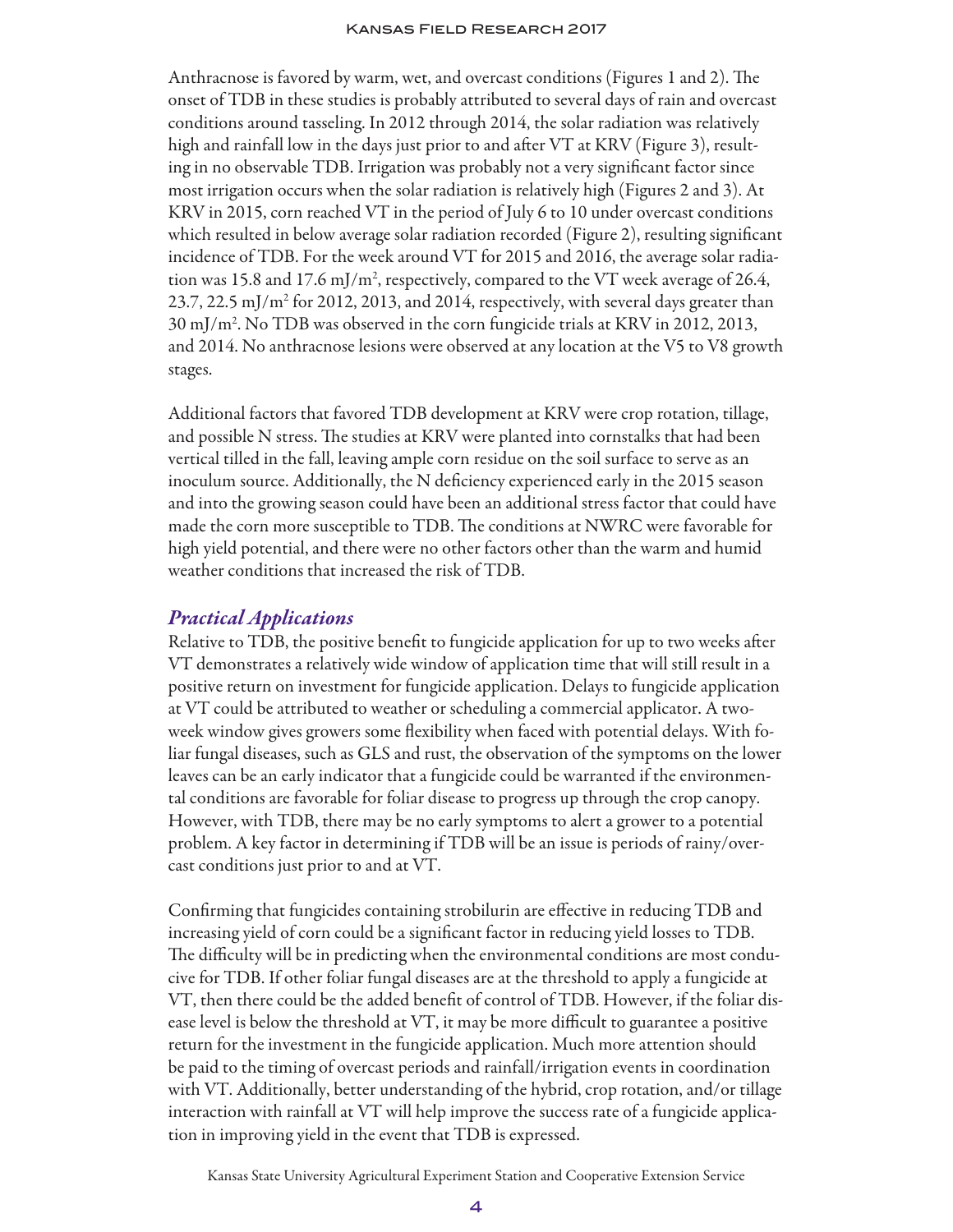Anthracnose is favored by warm, wet, and overcast conditions (Figures 1 and 2). The onset of TDB in these studies is probably attributed to several days of rain and overcast conditions around tasseling. In 2012 through 2014, the solar radiation was relatively high and rainfall low in the days just prior to and after VT at KRV (Figure 3), resulting in no observable TDB. Irrigation was probably not a very significant factor since most irrigation occurs when the solar radiation is relatively high (Figures 2 and 3). At KRV in 2015, corn reached VT in the period of July 6 to 10 under overcast conditions which resulted in below average solar radiation recorded (Figure 2), resulting significant incidence of TDB. For the week around VT for 2015 and 2016, the average solar radiation was 15.8 and 17.6 mJ/m$^2$, respectively, compared to the VT week average of 26.4, 23.7, 22.5 mJ/m$^2$ for 2012, 2013, and 2014, respectively, with several days greater than 30 mJ/m$^2$. No TDB was observed in the corn fungicide trials at KRV in 2012, 2013, and 2014. No anthracnose lesions were observed at any location at the V5 to V8 growth stages.

Additional factors that favored TDB development at KRV were crop rotation, tillage, and possible N stress. The studies at KRV were planted into cornstalks that had been vertical tilled in the fall, leaving ample corn residue on the soil surface to serve as an inoculum source. Additionally, the N deficiency experienced early in the 2015 season and into the growing season could have been an additional stress factor that could have made the corn more susceptible to TDB. The conditions at NWRC were favorable for high yield potential, and there were no other factors other than the warm and humid weather conditions that increased the risk of TDB.

## *Practical Applications*

Relative to TDB, the positive benefit to fungicide application for up to two weeks after VT demonstrates a relatively wide window of application time that will still result in a positive return on investment for fungicide application. Delays to fungicide application at VT could be attributed to weather or scheduling a commercial applicator. A two-week window gives growers some flexibility when faced with potential delays. With foliar fungal diseases, such as GLS and rust, the observation of the symptoms on the lower leaves can be an early indicator that a fungicide could be warranted if the environmental conditions are favorable for foliar disease to progress up through the crop canopy. However, with TDB, there may be no early symptoms to alert a grower to a potential problem. A key factor in determining if TDB will be an issue is periods of rainy/overcast conditions just prior to and at VT.

Confirming that fungicides containing strobilurin are effective in reducing TDB and increasing yield of corn could be a significant factor in reducing yield losses to TDB. The difficulty will be in predicting when the environmental conditions are most conducive for TDB. If other foliar fungal diseases are at the threshold to apply a fungicide at VT, then there could be the added benefit of control of TDB. However, if the foliar disease level is below the threshold at VT, it may be more difficult to guarantee a positive return for the investment in the fungicide application. Much more attention should be paid to the timing of overcast periods and rainfall/irrigation events in coordination with VT. Additionally, better understanding of the hybrid, crop rotation, and/or tillage interaction with rainfall at VT will help improve the success rate of a fungicide application in improving yield in the event that TDB is expressed.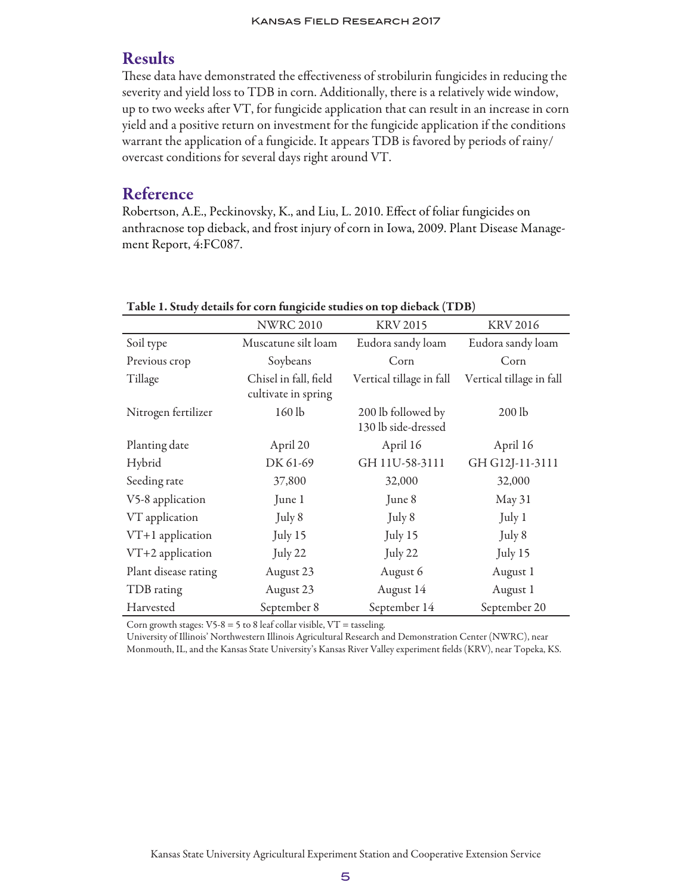## Results

These data have demonstrated the effectiveness of strobilurin fungicides in reducing the severity and yield loss to TDB in corn. Additionally, there is a relatively wide window, up to two weeks after VT, for fungicide application that can result in an increase in corn yield and a positive return on investment for the fungicide application if the conditions warrant the application of a fungicide. It appears TDB is favored by periods of rainy/overcast conditions for several days right around VT.

## Reference

Robertson, A.E., Peckinovsky, K., and Liu, L. 2010. Effect of foliar fungicides on anthracnose top dieback, and frost injury of corn in Iowa, 2009. Plant Disease Management Report, 4:FC087.

**Table 1. Study details for corn fungicide studies on top dieback (TDB)**

| | NWRC 2010 | KRV 2015 | KRV 2016 |
|---|---|---|---|
| Soil type | Muscatune silt loam | Eudora sandy loam | Eudora sandy loam |
| Previous crop | Soybeans | Corn | Corn |
| Tillage | Chisel in fall, field cultivate in spring | Vertical tillage in fall | Vertical tillage in fall |
| Nitrogen fertilizer | 160 lb | 200 lb followed by 130 lb side-dressed | 200 lb |
| Planting date | April 20 | April 16 | April 16 |
| Hybrid | DK 61-69 | GH 11U-58-3111 | GH G12J-11-3111 |
| Seeding rate | 37,800 | 32,000 | 32,000 |
| V5-8 application | June 1 | June 8 | May 31 |
| VT application | July 8 | July 8 | July 1 |
| VT+1 application | July 15 | July 15 | July 8 |
| VT+2 application | July 22 | July 22 | July 15 |
| Plant disease rating | August 23 | August 6 | August 1 |
| TDB rating | August 23 | August 14 | August 1 |
| Harvested | September 8 | September 14 | September 20 |

Corn growth stages: V5-8 = 5 to 8 leaf collar visible, VT = tasseling.
University of Illinois' Northwestern Illinois Agricultural Research and Demonstration Center (NWRC), near Monmouth, IL, and the Kansas State University's Kansas River Valley experiment fields (KRV), near Topeka, KS.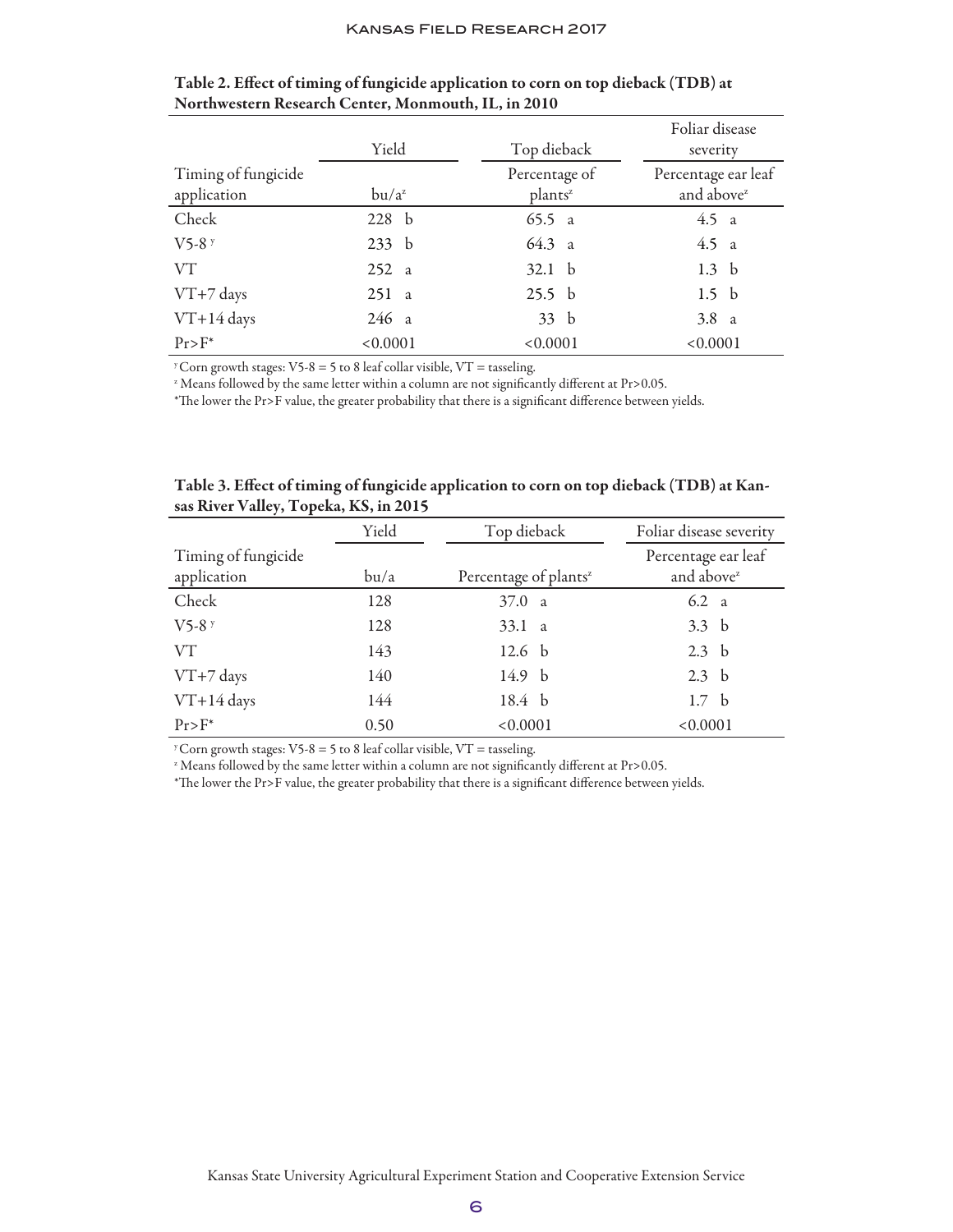**Table 2. Effect of timing of fungicide application to corn on top dieback (TDB) at Northwestern Research Center, Monmouth, IL, in 2010**

| | Yield | Top dieback | Foliar disease severity |
|---|---|---|---|
| Timing of fungicide application | bu/a[z] | Percentage of plants[z] | Percentage ear leaf and above[z] |
| Check | 228 b | 65.5 a | 4.5 a |
| V5-8[y] | 233 b | 64.3 a | 4.5 a |
| VT | 252 a | 32.1 b | 1.3 b |
| VT+7 days | 251 a | 25.5 b | 1.5 b |
| VT+14 days | 246 a | 33 b | 3.8 a |
| Pr>F* | <0.0001 | <0.0001 | <0.0001 |

[y] Corn growth stages: V5-8 = 5 to 8 leaf collar visible, VT = tasseling.
[z] Means followed by the same letter within a column are not significantly different at Pr>0.05.
*The lower the Pr>F value, the greater probability that there is a significant difference between yields.

**Table 3. Effect of timing of fungicide application to corn on top dieback (TDB) at Kansas River Valley, Topeka, KS, in 2015**

| | Yield | Top dieback | Foliar disease severity |
|---|---|---|---|
| Timing of fungicide application | bu/a | Percentage of plants[z] | Percentage ear leaf and above[z] |
| Check | 128 | 37.0 a | 6.2 a |
| V5-8[y] | 128 | 33.1 a | 3.3 b |
| VT | 143 | 12.6 b | 2.3 b |
| VT+7 days | 140 | 14.9 b | 2.3 b |
| VT+14 days | 144 | 18.4 b | 1.7 b |
| Pr>F* | 0.50 | <0.0001 | <0.0001 |

[y] Corn growth stages: V5-8 = 5 to 8 leaf collar visible, VT = tasseling.
[z] Means followed by the same letter within a column are not significantly different at Pr>0.05.
*The lower the Pr>F value, the greater probability that there is a significant difference between yields.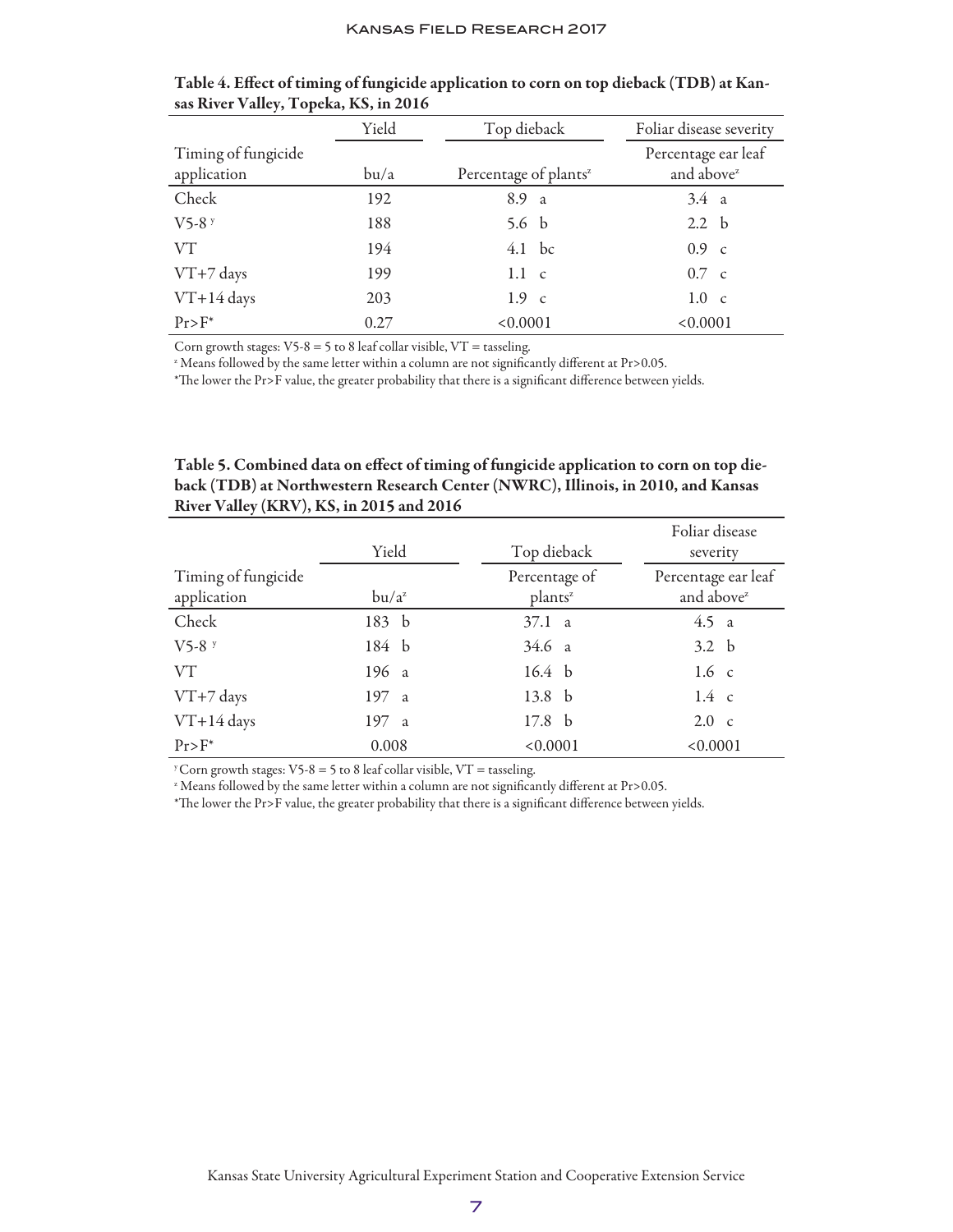**Table 4. Effect of timing of fungicide application to corn on top dieback (TDB) at Kansas River Valley, Topeka, KS, in 2016**

| | Yield | Top dieback | Foliar disease severity |
|---|---|---|---|
| Timing of fungicide application | bu/a | Percentage of plants[z] | Percentage ear leaf and above[z] |
| Check | 192 | 8.9 a | 3.4 a |
| V5-8 [y] | 188 | 5.6 b | 2.2 b |
| VT | 194 | 4.1 bc | 0.9 c |
| VT+7 days | 199 | 1.1 c | 0.7 c |
| VT+14 days | 203 | 1.9 c | 1.0 c |
| Pr>F* | 0.27 | <0.0001 | <0.0001 |

Corn growth stages: V5-8 = 5 to 8 leaf collar visible, VT = tasseling.

[z] Means followed by the same letter within a column are not significantly different at Pr>0.05.

*The lower the Pr>F value, the greater probability that there is a significant difference between yields.

**Table 5. Combined data on effect of timing of fungicide application to corn on top dieback (TDB) at Northwestern Research Center (NWRC), Illinois, in 2010, and Kansas River Valley (KRV), KS, in 2015 and 2016**

| | Yield | Top dieback | Foliar disease severity |
|---|---|---|---|
| Timing of fungicide application | bu/a[z] | Percentage of plants[z] | Percentage ear leaf and above[z] |
| Check | 183 b | 37.1 a | 4.5 a |
| V5-8 [y] | 184 b | 34.6 a | 3.2 b |
| VT | 196 a | 16.4 b | 1.6 c |
| VT+7 days | 197 a | 13.8 b | 1.4 c |
| VT+14 days | 197 a | 17.8 b | 2.0 c |
| Pr>F* | 0.008 | <0.0001 | <0.0001 |

[y] Corn growth stages: V5-8 = 5 to 8 leaf collar visible, VT = tasseling.

[z] Means followed by the same letter within a column are not significantly different at Pr>0.05.

*The lower the Pr>F value, the greater probability that there is a significant difference between yields.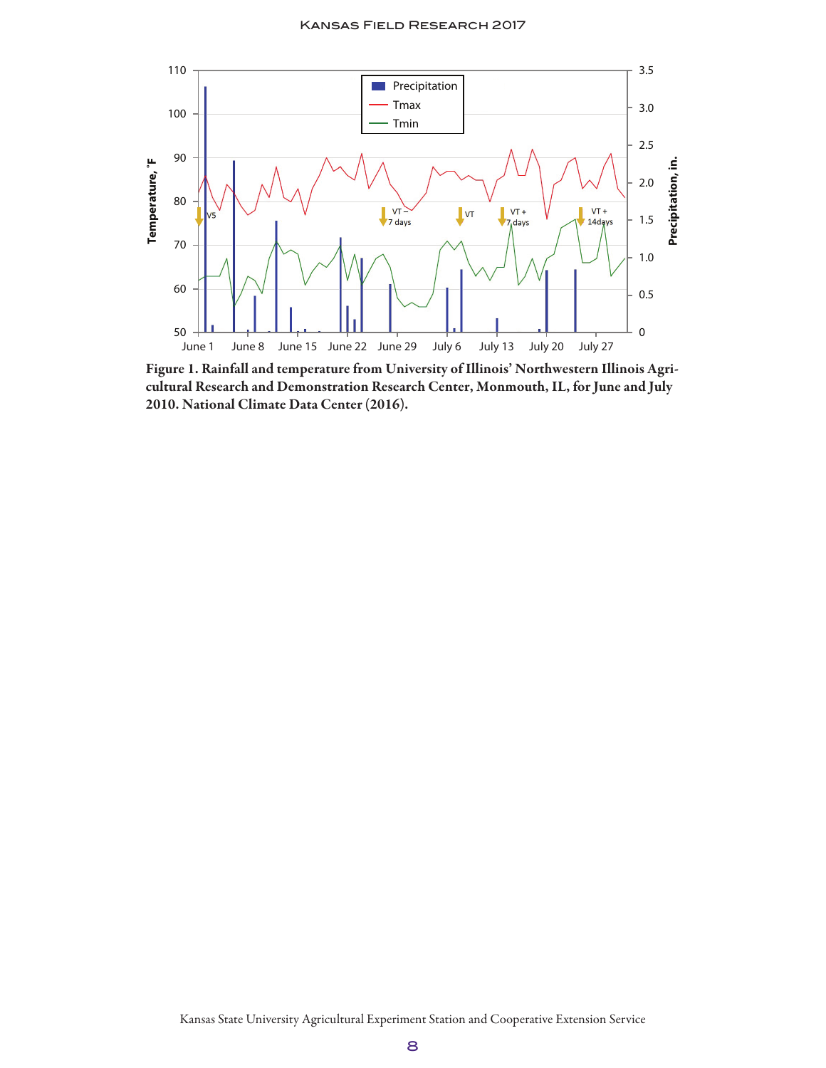**Figure 1. Rainfall and temperature from University of Illinois' Northwestern Illinois Agricultural Research and Demonstration Research Center, Monmouth, IL, for June and July 2010. National Climate Data Center (2016).**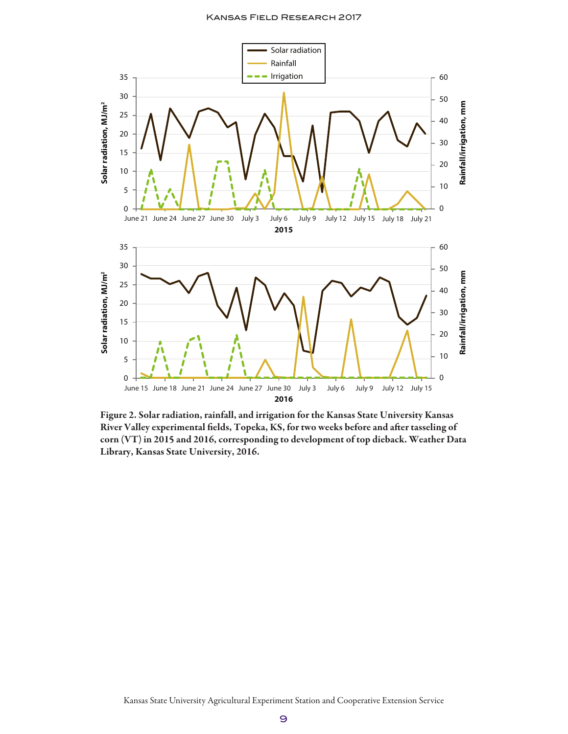Figure 2. Solar radiation, rainfall, and irrigation for the Kansas State University Kansas River Valley experimental fields, Topeka, KS, for two weeks before and after tasseling of corn (VT) in 2015 and 2016, corresponding to development of top dieback. Weather Data Library, Kansas State University, 2016.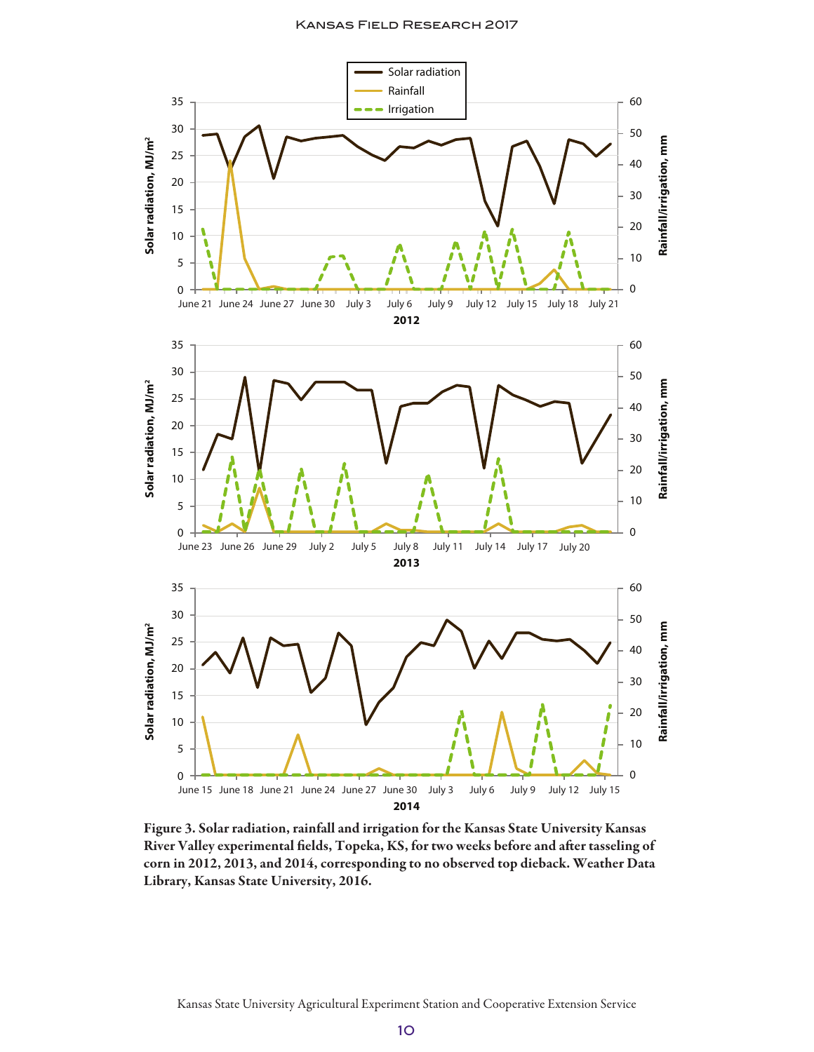Solar radiation

Rainfall

Irrigation

Solar radiation, MJ/m²

Rainfall/irrigation, mm

35 30 25 20 15 10 5 0

60 50 40 30 20 10 0

June 21 June 24 June 27 June 30 July 3 July 6 July 9 July 12 July 15 July 18 July 21

2012

Solar radiation, MJ/m²

Rainfall/irrigation, mm

35 30 25 20 15 10 5 0

60 50 40 30 20 10 0

June 23 June 26 June 29 July 2 July 5 July 8 July 11 July 14 July 17 July 20

2013

Solar radiation, MJ/m²

Rainfall/irrigation, mm

35 30 25 20 15 10 5 0

60 50 40 30 20 10 0

June 15 June 18 June 21 June 24 June 27 June 30 July 3 July 6 July 9 July 12 July 15

2014

**Figure 3. Solar radiation, rainfall and irrigation for the Kansas State University Kansas River Valley experimental fields, Topeka, KS, for two weeks before and after tasseling of corn in 2012, 2013, and 2014, corresponding to no observed top dieback. Weather Data Library, Kansas State University, 2016.**